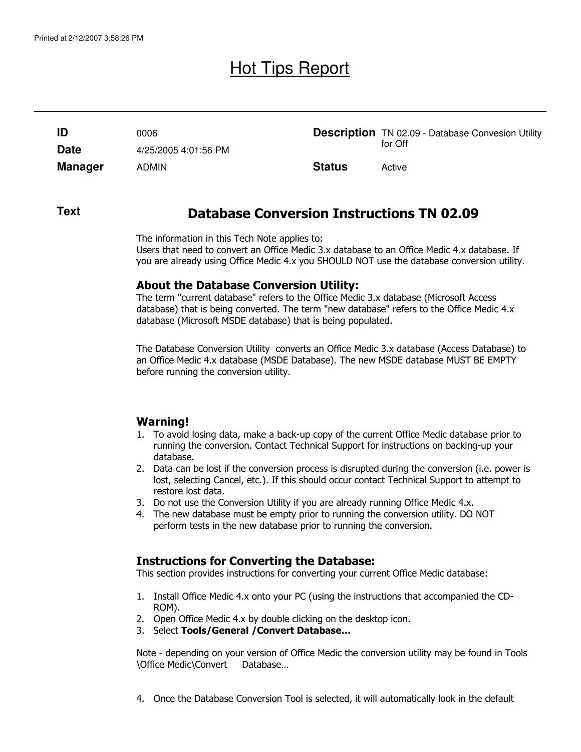# Hot Tips Report

| | | | |
|---|---|---|---|
| **ID** | 0006 | **Description** | TN 02.09 - Database Convesion Utility for Off |
| **Date** | 4/25/2005 4:01:56 PM | | |
| **Manager** | ADMIN | **Status** | Active |

**Text**

## Database Conversion Instructions TN 02.09

The information in this Tech Note applies to:
Users that need to convert an Office Medic 3.x database to an Office Medic 4.x database. If you are already using Office Medic 4.x you SHOULD NOT use the database conversion utility.

### About the Database Conversion Utility:

The term "current database" refers to the Office Medic 3.x database (Microsoft Access database) that is being converted. The term "new database" refers to the Office Medic 4.x database (Microsoft MSDE database) that is being populated.

The Database Conversion Utility converts an Office Medic 3.x database (Access Database) to an Office Medic 4.x database (MSDE Database). The new MSDE database MUST BE EMPTY before running the conversion utility.

### Warning!

1. To avoid losing data, make a back-up copy of the current Office Medic database prior to running the conversion. Contact Technical Support for instructions on backing-up your database.
2. Data can be lost if the conversion process is disrupted during the conversion (i.e. power is lost, selecting Cancel, etc.). If this should occur contact Technical Support to attempt to restore lost data.
3. Do not use the Conversion Utility if you are already running Office Medic 4.x.
4. The new database must be empty prior to running the conversion utility. DO NOT perform tests in the new database prior to running the conversion.

### Instructions for Converting the Database:

This section provides instructions for converting your current Office Medic database:

1. Install Office Medic 4.x onto your PC (using the instructions that accompanied the CD-ROM).
2. Open Office Medic 4.x by double clicking on the desktop icon.
3. Select **Tools/General /Convert Database…**

Note - depending on your version of Office Medic the conversion utility may be found in Tools \Office Medic\Convert Database…

4. Once the Database Conversion Tool is selected, it will automatically look in the default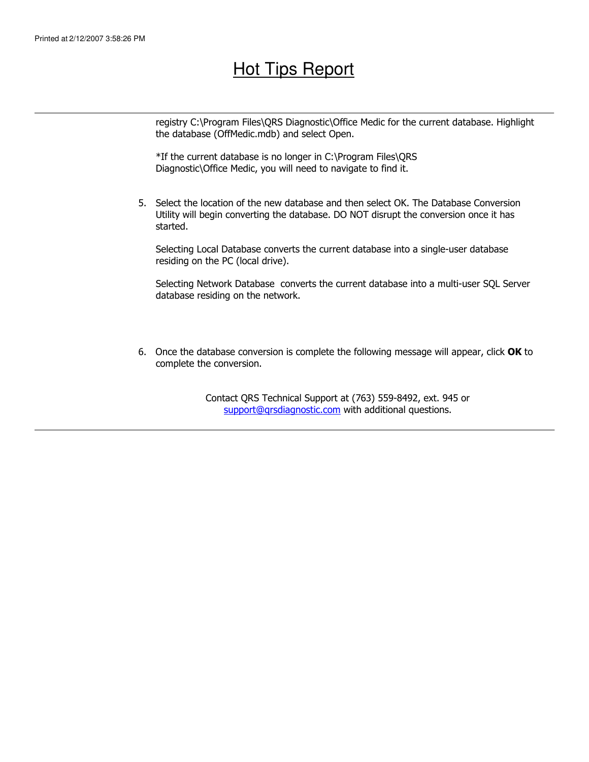# Hot Tips Report

registry C:\Program Files\QRS Diagnostic\Office Medic for the current database. Highlight the database (OffMedic.mdb) and select Open.

*If the current database is no longer in C:\Program Files\QRS Diagnostic\Office Medic, you will need to navigate to find it.

5. Select the location of the new database and then select OK. The Database Conversion Utility will begin converting the database. DO NOT disrupt the conversion once it has started.

   Selecting Local Database converts the current database into a single-user database residing on the PC (local drive).

   Selecting Network Database converts the current database into a multi-user SQL Server database residing on the network.

6. Once the database conversion is complete the following message will appear, click **OK** to complete the conversion.

Contact QRS Technical Support at (763) 559-8492, ext. 945 or support@qrsdiagnostic.com with additional questions.